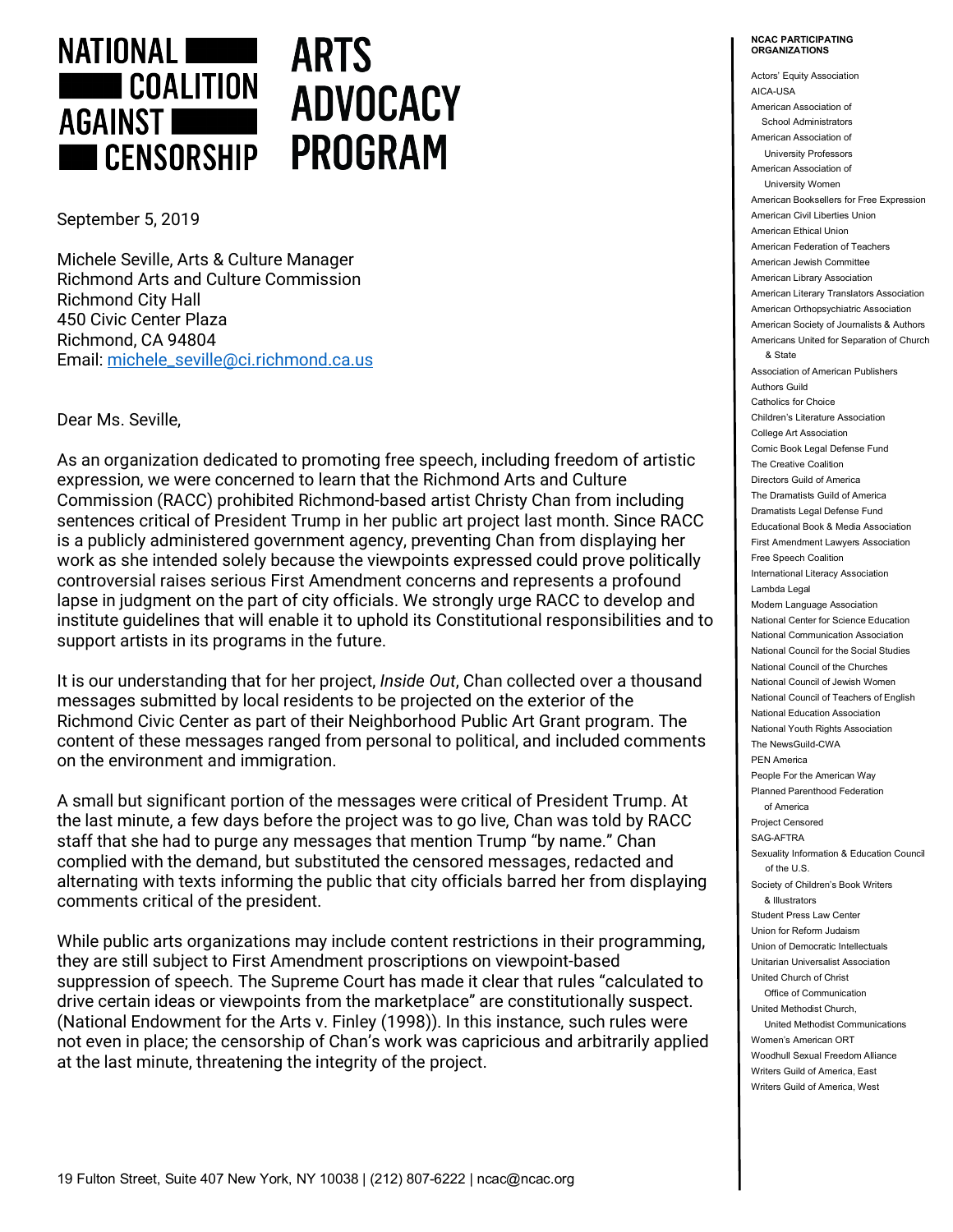# NATIONAL COALITION AGAINST CENSORSHIP — ARTS ADVOCACY PROGRAM

**NCAC PARTICIPATING ORGANIZATIONS**

Actors' Equity Association
AICA-USA
American Association of School Administrators
American Association of University Professors
American Association of University Women
American Booksellers for Free Expression
American Civil Liberties Union
American Ethical Union
American Federation of Teachers
American Jewish Committee
American Library Association
American Literary Translators Association
American Orthopsychiatric Association
American Society of Journalists & Authors
Americans United for Separation of Church & State
Association of American Publishers
Authors Guild
Catholics for Choice
Children's Literature Association
College Art Association
Comic Book Legal Defense Fund
The Creative Coalition
Directors Guild of America
The Dramatists Guild of America
Dramatists Legal Defense Fund
Educational Book & Media Association
First Amendment Lawyers Association
Free Speech Coalition
International Literacy Association
Lambda Legal
Modern Language Association
National Center for Science Education
National Communication Association
National Council for the Social Studies
National Council of the Churches
National Council of Jewish Women
National Council of Teachers of English
National Education Association
National Youth Rights Association
The NewsGuild-CWA
PEN America
People For the American Way
Planned Parenthood Federation of America
Project Censored
SAG-AFTRA
Sexuality Information & Education Council of the U.S.
Society of Children's Book Writers & Illustrators
Student Press Law Center
Union for Reform Judaism
Union of Democratic Intellectuals
Unitarian Universalist Association
United Church of Christ Office of Communication
United Methodist Church, United Methodist Communications
Women's American ORT
Woodhull Sexual Freedom Alliance
Writers Guild of America, East
Writers Guild of America, West

September 5, 2019

Michele Seville, Arts & Culture Manager
Richmond Arts and Culture Commission
Richmond City Hall
450 Civic Center Plaza
Richmond, CA 94804
Email: michele_seville@ci.richmond.ca.us

Dear Ms. Seville,

As an organization dedicated to promoting free speech, including freedom of artistic expression, we were concerned to learn that the Richmond Arts and Culture Commission (RACC) prohibited Richmond-based artist Christy Chan from including sentences critical of President Trump in her public art project last month. Since RACC is a publicly administered government agency, preventing Chan from displaying her work as she intended solely because the viewpoints expressed could prove politically controversial raises serious First Amendment concerns and represents a profound lapse in judgment on the part of city officials. We strongly urge RACC to develop and institute guidelines that will enable it to uphold its Constitutional responsibilities and to support artists in its programs in the future.

It is our understanding that for her project, *Inside Out*, Chan collected over a thousand messages submitted by local residents to be projected on the exterior of the Richmond Civic Center as part of their Neighborhood Public Art Grant program. The content of these messages ranged from personal to political, and included comments on the environment and immigration.

A small but significant portion of the messages were critical of President Trump. At the last minute, a few days before the project was to go live, Chan was told by RACC staff that she had to purge any messages that mention Trump "by name." Chan complied with the demand, but substituted the censored messages, redacted and alternating with texts informing the public that city officials barred her from displaying comments critical of the president.

While public arts organizations may include content restrictions in their programming, they are still subject to First Amendment proscriptions on viewpoint-based suppression of speech. The Supreme Court has made it clear that rules "calculated to drive certain ideas or viewpoints from the marketplace" are constitutionally suspect. (National Endowment for the Arts v. Finley (1998)). In this instance, such rules were not even in place; the censorship of Chan's work was capricious and arbitrarily applied at the last minute, threatening the integrity of the project.

19 Fulton Street, Suite 407 New York, NY 10038 | (212) 807-6222 | ncac@ncac.org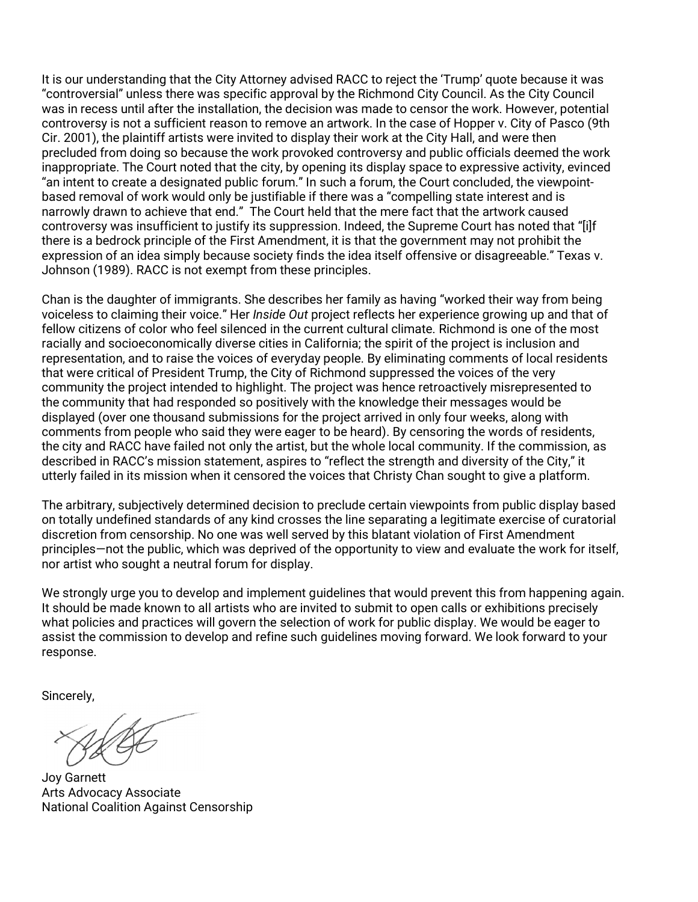It is our understanding that the City Attorney advised RACC to reject the 'Trump' quote because it was "controversial" unless there was specific approval by the Richmond City Council. As the City Council was in recess until after the installation, the decision was made to censor the work. However, potential controversy is not a sufficient reason to remove an artwork. In the case of Hopper v. City of Pasco (9th Cir. 2001), the plaintiff artists were invited to display their work at the City Hall, and were then precluded from doing so because the work provoked controversy and public officials deemed the work inappropriate. The Court noted that the city, by opening its display space to expressive activity, evinced "an intent to create a designated public forum." In such a forum, the Court concluded, the viewpoint-based removal of work would only be justifiable if there was a "compelling state interest and is narrowly drawn to achieve that end." The Court held that the mere fact that the artwork caused controversy was insufficient to justify its suppression. Indeed, the Supreme Court has noted that "[i]f there is a bedrock principle of the First Amendment, it is that the government may not prohibit the expression of an idea simply because society finds the idea itself offensive or disagreeable." Texas v. Johnson (1989). RACC is not exempt from these principles.

Chan is the daughter of immigrants. She describes her family as having "worked their way from being voiceless to claiming their voice." Her *Inside Out* project reflects her experience growing up and that of fellow citizens of color who feel silenced in the current cultural climate. Richmond is one of the most racially and socioeconomically diverse cities in California; the spirit of the project is inclusion and representation, and to raise the voices of everyday people. By eliminating comments of local residents that were critical of President Trump, the City of Richmond suppressed the voices of the very community the project intended to highlight. The project was hence retroactively misrepresented to the community that had responded so positively with the knowledge their messages would be displayed (over one thousand submissions for the project arrived in only four weeks, along with comments from people who said they were eager to be heard). By censoring the words of residents, the city and RACC have failed not only the artist, but the whole local community. If the commission, as described in RACC's mission statement, aspires to "reflect the strength and diversity of the City," it utterly failed in its mission when it censored the voices that Christy Chan sought to give a platform.

The arbitrary, subjectively determined decision to preclude certain viewpoints from public display based on totally undefined standards of any kind crosses the line separating a legitimate exercise of curatorial discretion from censorship. No one was well served by this blatant violation of First Amendment principles—not the public, which was deprived of the opportunity to view and evaluate the work for itself, nor artist who sought a neutral forum for display.

We strongly urge you to develop and implement guidelines that would prevent this from happening again. It should be made known to all artists who are invited to submit to open calls or exhibitions precisely what policies and practices will govern the selection of work for public display. We would be eager to assist the commission to develop and refine such guidelines moving forward. We look forward to your response.

Sincerely,

Joy Garnett
Arts Advocacy Associate
National Coalition Against Censorship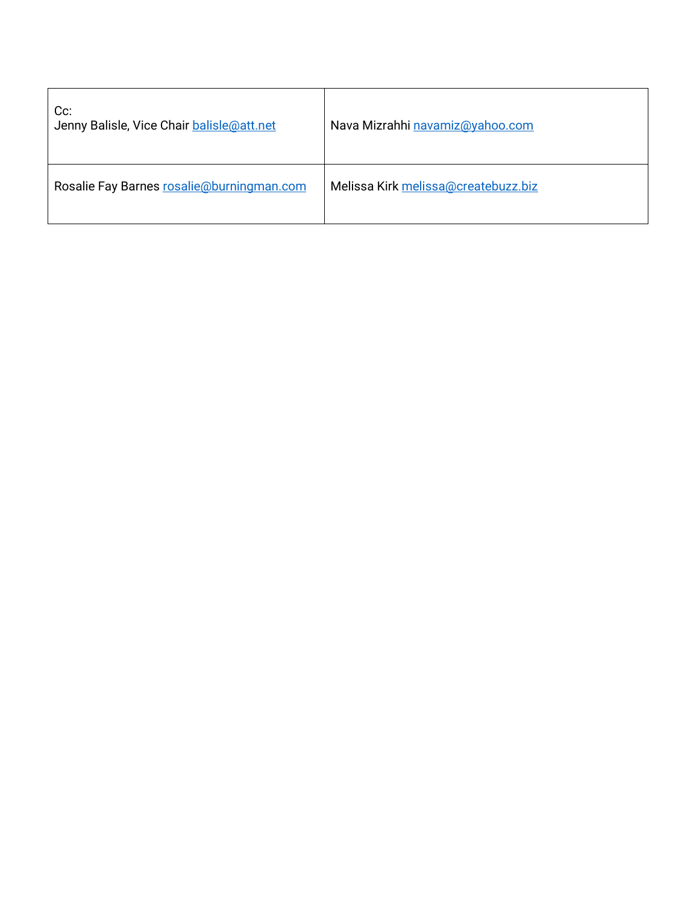| | |
|---|---|
| Cc:<br>Jenny Balisle, Vice Chair balisle@att.net | Nava Mizrahhi navamiz@yahoo.com |
| Rosalie Fay Barnes rosalie@burningman.com | Melissa Kirk melissa@createbuzz.biz |